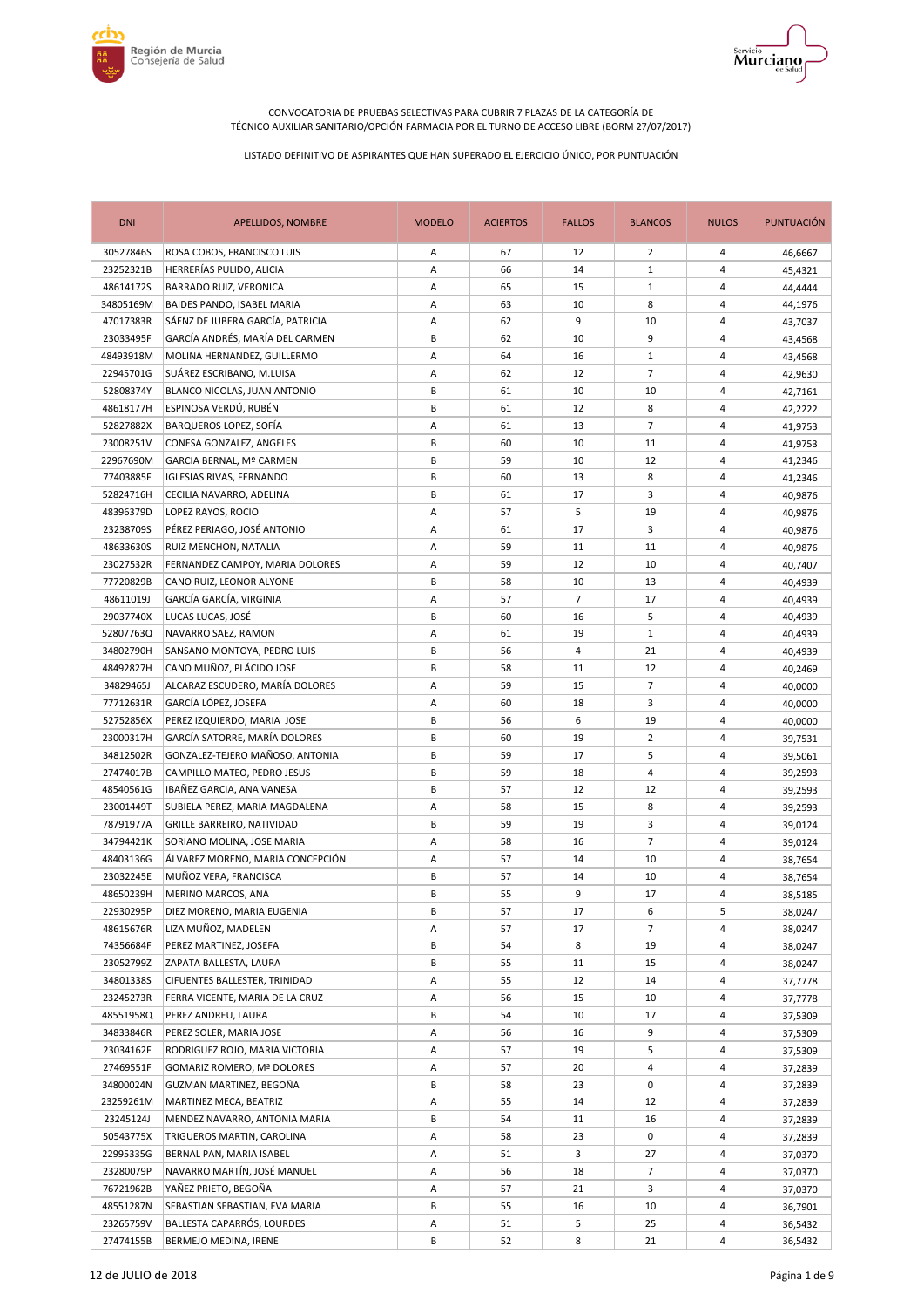CONVOCATORIA DE PRUEBAS SELECTIVAS PARA CUBRIR 7 PLAZAS DE LA CATEGORÍA DE TÉCNICO AUXILIAR SANITARIO/OPCIÓN FARMACIA POR EL TURNO DE ACCESO LIBRE (BORM 27/07/2017)

LISTADO DEFINITIVO DE ASPIRANTES QUE HAN SUPERADO EL EJERCICIO ÚNICO, POR PUNTUACIÓN

| DNI | APELLIDOS, NOMBRE | MODELO | ACIERTOS | FALLOS | BLANCOS | NULOS | PUNTUACIÓN |
|---|---|---|---|---|---|---|---|
| 30527846S | ROSA COBOS, FRANCISCO LUIS | A | 67 | 12 | 2 | 4 | 46,6667 |
| 23252321B | HERRERÍAS PULIDO, ALICIA | A | 66 | 14 | 1 | 4 | 45,4321 |
| 48614172S | BARRADO RUIZ, VERONICA | A | 65 | 15 | 1 | 4 | 44,4444 |
| 34805169M | BAIDES PANDO, ISABEL MARIA | A | 63 | 10 | 8 | 4 | 44,1976 |
| 47017383R | SÁENZ DE JUBERA GARCÍA, PATRICIA | A | 62 | 9 | 10 | 4 | 43,7037 |
| 23033495F | GARCÍA ANDRÉS, MARÍA DEL CARMEN | B | 62 | 10 | 9 | 4 | 43,4568 |
| 48493918M | MOLINA HERNANDEZ, GUILLERMO | A | 64 | 16 | 1 | 4 | 43,4568 |
| 22945701G | SUÁREZ ESCRIBANO, M.LUISA | A | 62 | 12 | 7 | 4 | 42,9630 |
| 52808374Y | BLANCO NICOLAS, JUAN ANTONIO | B | 61 | 10 | 10 | 4 | 42,7161 |
| 48618177H | ESPINOSA VERDÚ, RUBÉN | B | 61 | 12 | 8 | 4 | 42,2222 |
| 52827882X | BARQUEROS LOPEZ, SOFÍA | A | 61 | 13 | 7 | 4 | 41,9753 |
| 23008251V | CONESA GONZALEZ, ANGELES | B | 60 | 10 | 11 | 4 | 41,9753 |
| 22967690M | GARCIA BERNAL, Mª CARMEN | B | 59 | 10 | 12 | 4 | 41,2346 |
| 77403885F | IGLESIAS RIVAS, FERNANDO | B | 60 | 13 | 8 | 4 | 41,2346 |
| 52824716H | CECILIA NAVARRO, ADELINA | B | 61 | 17 | 3 | 4 | 40,9876 |
| 48396379D | LOPEZ RAYOS, ROCIO | A | 57 | 5 | 19 | 4 | 40,9876 |
| 23238709S | PÉREZ PERIAGO, JOSÉ ANTONIO | A | 61 | 17 | 3 | 4 | 40,9876 |
| 48633630S | RUIZ MENCHON, NATALIA | A | 59 | 11 | 11 | 4 | 40,9876 |
| 23027532R | FERNANDEZ CAMPOY, MARIA DOLORES | A | 59 | 12 | 10 | 4 | 40,7407 |
| 77720829B | CANO RUIZ, LEONOR ALYONE | B | 58 | 10 | 13 | 4 | 40,4939 |
| 48611019J | GARCÍA GARCÍA, VIRGINIA | A | 57 | 7 | 17 | 4 | 40,4939 |
| 29037740X | LUCAS LUCAS, JOSÉ | B | 60 | 16 | 5 | 4 | 40,4939 |
| 52807763Q | NAVARRO SAEZ, RAMON | A | 61 | 19 | 1 | 4 | 40,4939 |
| 34802790H | SANSANO MONTOYA, PEDRO LUIS | B | 56 | 4 | 21 | 4 | 40,4939 |
| 48492827H | CANO MUÑOZ, PLÁCIDO JOSE | B | 58 | 11 | 12 | 4 | 40,2469 |
| 34829465J | ALCARAZ ESCUDERO, MARÍA DOLORES | A | 59 | 15 | 7 | 4 | 40,0000 |
| 77712631R | GARCÍA LÓPEZ, JOSEFA | A | 60 | 18 | 3 | 4 | 40,0000 |
| 52752856X | PEREZ IZQUIERDO, MARIA JOSE | B | 56 | 6 | 19 | 4 | 40,0000 |
| 23000317H | GARCÍA SATORRE, MARÍA DOLORES | B | 60 | 19 | 2 | 4 | 39,7531 |
| 34812502R | GONZALEZ-TEJERO MAÑOSO, ANTONIA | B | 59 | 17 | 5 | 4 | 39,5061 |
| 27474017B | CAMPILLO MATEO, PEDRO JESUS | B | 59 | 18 | 4 | 4 | 39,2593 |
| 48540561G | IBAÑEZ GARCIA, ANA VANESA | B | 57 | 12 | 12 | 4 | 39,2593 |
| 23001449T | SUBIELA PEREZ, MARIA MAGDALENA | A | 58 | 15 | 8 | 4 | 39,2593 |
| 78791977A | GRILLE BARREIRO, NATIVIDAD | B | 59 | 19 | 3 | 4 | 39,0124 |
| 34794421K | SORIANO MOLINA, JOSE MARIA | A | 58 | 16 | 7 | 4 | 39,0124 |
| 48403136G | ÁLVAREZ MORENO, MARIA CONCEPCIÓN | A | 57 | 14 | 10 | 4 | 38,7654 |
| 23032245E | MUÑOZ VERA, FRANCISCA | B | 57 | 14 | 10 | 4 | 38,7654 |
| 48650239H | MERINO MARCOS, ANA | B | 55 | 9 | 17 | 4 | 38,5185 |
| 22930295P | DIEZ MORENO, MARIA EUGENIA | B | 57 | 17 | 6 | 5 | 38,0247 |
| 48615676R | LIZA MUÑOZ, MADELEN | A | 57 | 17 | 7 | 4 | 38,0247 |
| 74356684F | PEREZ MARTINEZ, JOSEFA | B | 54 | 8 | 19 | 4 | 38,0247 |
| 23052799Z | ZAPATA BALLESTA, LAURA | B | 55 | 11 | 15 | 4 | 38,0247 |
| 34801338S | CIFUENTES BALLESTER, TRINIDAD | A | 55 | 12 | 14 | 4 | 37,7778 |
| 23245273R | FERRA VICENTE, MARIA DE LA CRUZ | A | 56 | 15 | 10 | 4 | 37,7778 |
| 48551958Q | PEREZ ANDREU, LAURA | B | 54 | 10 | 17 | 4 | 37,5309 |
| 34833846R | PEREZ SOLER, MARIA JOSE | A | 56 | 16 | 9 | 4 | 37,5309 |
| 23034162F | RODRIGUEZ ROJO, MARIA VICTORIA | A | 57 | 19 | 5 | 4 | 37,5309 |
| 27469551F | GOMARIZ ROMERO, Mª DOLORES | A | 57 | 20 | 4 | 4 | 37,2839 |
| 34800024N | GUZMAN MARTINEZ, BEGOÑA | B | 58 | 23 | 0 | 4 | 37,2839 |
| 23259261M | MARTINEZ MECA, BEATRIZ | A | 55 | 14 | 12 | 4 | 37,2839 |
| 23245124J | MENDEZ NAVARRO, ANTONIA MARIA | B | 54 | 11 | 16 | 4 | 37,2839 |
| 50543775X | TRIGUEROS MARTIN, CAROLINA | A | 58 | 23 | 0 | 4 | 37,2839 |
| 22995335G | BERNAL PAN, MARIA ISABEL | A | 51 | 3 | 27 | 4 | 37,0370 |
| 23280079P | NAVARRO MARTÍN, JOSÉ MANUEL | A | 56 | 18 | 7 | 4 | 37,0370 |
| 76721962B | YAÑEZ PRIETO, BEGOÑA | A | 57 | 21 | 3 | 4 | 37,0370 |
| 48551287N | SEBASTIAN SEBASTIAN, EVA MARIA | B | 55 | 16 | 10 | 4 | 36,7901 |
| 23265759V | BALLESTA CAPARRÓS, LOURDES | A | 51 | 5 | 25 | 4 | 36,5432 |
| 27474155B | BERMEJO MEDINA, IRENE | B | 52 | 8 | 21 | 4 | 36,5432 |

12 de JULIO de 2018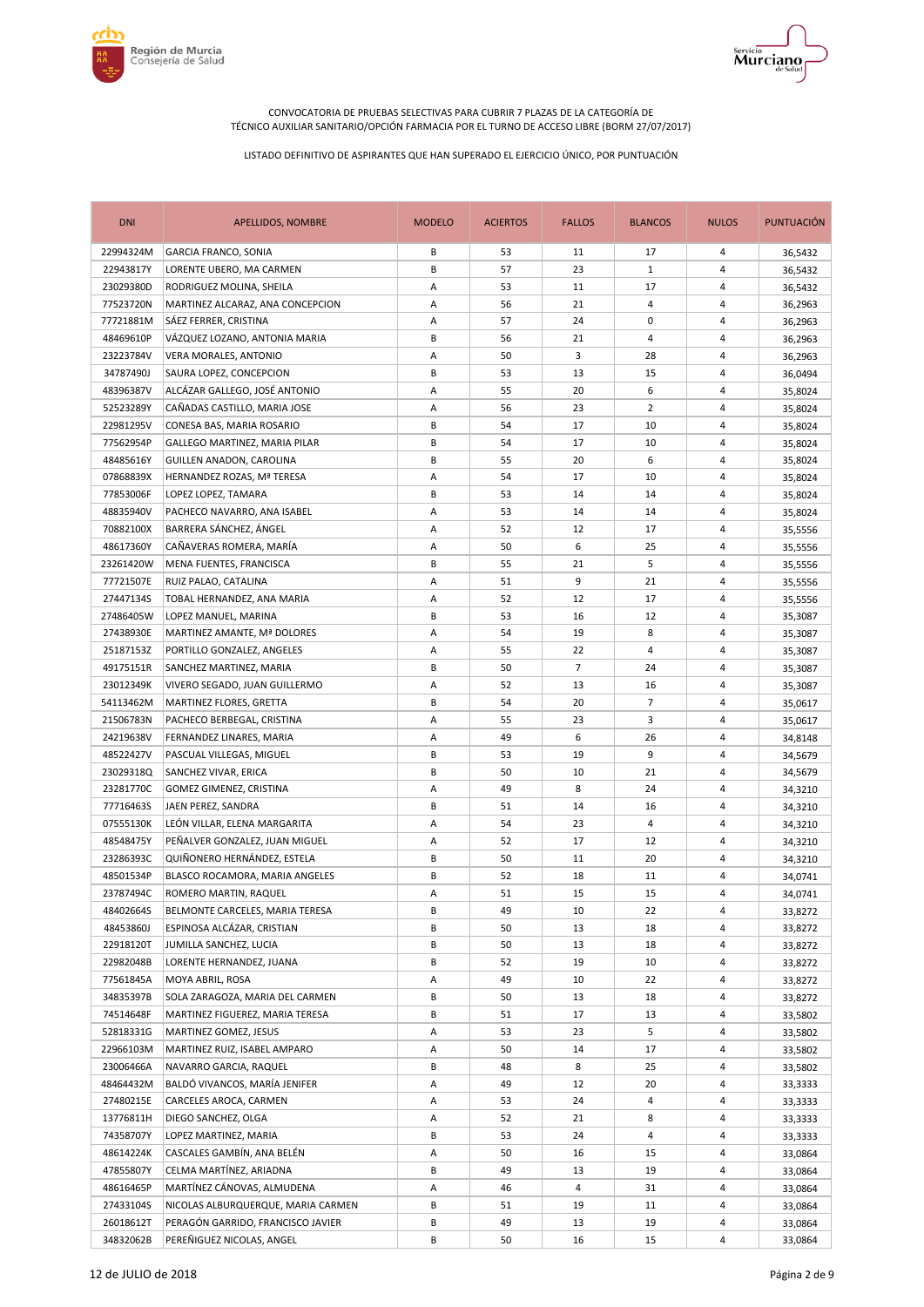CONVOCATORIA DE PRUEBAS SELECTIVAS PARA CUBRIR 7 PLAZAS DE LA CATEGORÍA DE TÉCNICO AUXILIAR SANITARIO/OPCIÓN FARMACIA POR EL TURNO DE ACCESO LIBRE (BORM 27/07/2017)

LISTADO DEFINITIVO DE ASPIRANTES QUE HAN SUPERADO EL EJERCICIO ÚNICO, POR PUNTUACIÓN

| DNI | APELLIDOS, NOMBRE | MODELO | ACIERTOS | FALLOS | BLANCOS | NULOS | PUNTUACIÓN |
|---|---|---|---|---|---|---|---|
| 22994324M | GARCIA FRANCO, SONIA | B | 53 | 11 | 17 | 4 | 36,5432 |
| 22943817Y | LORENTE UBERO, MA CARMEN | B | 57 | 23 | 1 | 4 | 36,5432 |
| 23029380D | RODRIGUEZ MOLINA, SHEILA | A | 53 | 11 | 17 | 4 | 36,5432 |
| 77523720N | MARTINEZ ALCARAZ, ANA CONCEPCION | A | 56 | 21 | 4 | 4 | 36,2963 |
| 77721881M | SÁEZ FERRER, CRISTINA | A | 57 | 24 | 0 | 4 | 36,2963 |
| 48469610P | VÁZQUEZ LOZANO, ANTONIA MARIA | B | 56 | 21 | 4 | 4 | 36,2963 |
| 23223784V | VERA MORALES, ANTONIO | A | 50 | 3 | 28 | 4 | 36,2963 |
| 34787490J | SAURA LOPEZ, CONCEPCION | B | 53 | 13 | 15 | 4 | 36,0494 |
| 48396387V | ALCÁZAR GALLEGO, JOSÉ ANTONIO | A | 55 | 20 | 6 | 4 | 35,8024 |
| 52523289Y | CAÑADAS CASTILLO, MARIA JOSE | A | 56 | 23 | 2 | 4 | 35,8024 |
| 22981295V | CONESA BAS, MARIA ROSARIO | B | 54 | 17 | 10 | 4 | 35,8024 |
| 77562954P | GALLEGO MARTINEZ, MARIA PILAR | B | 54 | 17 | 10 | 4 | 35,8024 |
| 48485616Y | GUILLEN ANADON, CAROLINA | B | 55 | 20 | 6 | 4 | 35,8024 |
| 07868839X | HERNANDEZ ROZAS, Mª TERESA | A | 54 | 17 | 10 | 4 | 35,8024 |
| 77853006F | LOPEZ LOPEZ, TAMARA | B | 53 | 14 | 14 | 4 | 35,8024 |
| 48835940V | PACHECO NAVARRO, ANA ISABEL | A | 53 | 14 | 14 | 4 | 35,8024 |
| 70882100X | BARRERA SÁNCHEZ, ÁNGEL | A | 52 | 12 | 17 | 4 | 35,5556 |
| 48617360Y | CAÑAVERAS ROMERA, MARÍA | A | 50 | 6 | 25 | 4 | 35,5556 |
| 23261420W | MENA FUENTES, FRANCISCA | B | 55 | 21 | 5 | 4 | 35,5556 |
| 77721507E | RUIZ PALAO, CATALINA | A | 51 | 9 | 21 | 4 | 35,5556 |
| 27447134S | TOBAL HERNANDEZ, ANA MARIA | A | 52 | 12 | 17 | 4 | 35,5556 |
| 27486405W | LOPEZ MANUEL, MARINA | B | 53 | 16 | 12 | 4 | 35,3087 |
| 27438930E | MARTINEZ AMANTE, Mª DOLORES | A | 54 | 19 | 8 | 4 | 35,3087 |
| 25187153Z | PORTILLO GONZALEZ, ANGELES | A | 55 | 22 | 4 | 4 | 35,3087 |
| 49175151R | SANCHEZ MARTINEZ, MARIA | B | 50 | 7 | 24 | 4 | 35,3087 |
| 23012349K | VIVERO SEGADO, JUAN GUILLERMO | A | 52 | 13 | 16 | 4 | 35,3087 |
| 54113462M | MARTINEZ FLORES, GRETTA | B | 54 | 20 | 7 | 4 | 35,0617 |
| 21506783N | PACHECO BERBEGAL, CRISTINA | A | 55 | 23 | 3 | 4 | 35,0617 |
| 24219638V | FERNANDEZ LINARES, MARIA | A | 49 | 6 | 26 | 4 | 34,8148 |
| 48522427V | PASCUAL VILLEGAS, MIGUEL | B | 53 | 19 | 9 | 4 | 34,5679 |
| 23029318Q | SANCHEZ VIVAR, ERICA | B | 50 | 10 | 21 | 4 | 34,5679 |
| 23281770C | GOMEZ GIMENEZ, CRISTINA | A | 49 | 8 | 24 | 4 | 34,3210 |
| 77716463S | JAEN PEREZ, SANDRA | B | 51 | 14 | 16 | 4 | 34,3210 |
| 07555130K | LEÓN VILLAR, ELENA MARGARITA | A | 54 | 23 | 4 | 4 | 34,3210 |
| 48548475Y | PEÑALVER GONZALEZ, JUAN MIGUEL | A | 52 | 17 | 12 | 4 | 34,3210 |
| 23286393C | QUIÑONERO HERNÁNDEZ, ESTELA | B | 50 | 11 | 20 | 4 | 34,3210 |
| 48501534P | BLASCO ROCAMORA, MARIA ANGELES | B | 52 | 18 | 11 | 4 | 34,0741 |
| 23787494C | ROMERO MARTIN, RAQUEL | A | 51 | 15 | 15 | 4 | 34,0741 |
| 48402664S | BELMONTE CARCELES, MARIA TERESA | B | 49 | 10 | 22 | 4 | 33,8272 |
| 48453860J | ESPINOSA ALCÁZAR, CRISTIAN | B | 50 | 13 | 18 | 4 | 33,8272 |
| 22918120T | JUMILLA SANCHEZ, LUCIA | B | 50 | 13 | 18 | 4 | 33,8272 |
| 22982048B | LORENTE HERNANDEZ, JUANA | B | 52 | 19 | 10 | 4 | 33,8272 |
| 77561845A | MOYA ABRIL, ROSA | A | 49 | 10 | 22 | 4 | 33,8272 |
| 34835397B | SOLA ZARAGOZA, MARIA DEL CARMEN | B | 50 | 13 | 18 | 4 | 33,8272 |
| 74514648F | MARTINEZ FIGUEREZ, MARIA TERESA | B | 51 | 17 | 13 | 4 | 33,5802 |
| 52818331G | MARTINEZ GOMEZ, JESUS | A | 53 | 23 | 5 | 4 | 33,5802 |
| 22966103M | MARTINEZ RUIZ, ISABEL AMPARO | A | 50 | 14 | 17 | 4 | 33,5802 |
| 23006466A | NAVARRO GARCIA, RAQUEL | B | 48 | 8 | 25 | 4 | 33,5802 |
| 48464432M | BALDÓ VIVANCOS, MARÍA JENIFER | A | 49 | 12 | 20 | 4 | 33,3333 |
| 27480215E | CARCELES AROCA, CARMEN | A | 53 | 24 | 4 | 4 | 33,3333 |
| 13776811H | DIEGO SANCHEZ, OLGA | A | 52 | 21 | 8 | 4 | 33,3333 |
| 74358707Y | LOPEZ MARTINEZ, MARIA | B | 53 | 24 | 4 | 4 | 33,3333 |
| 48614224K | CASCALES GAMBÍN, ANA BELÉN | A | 50 | 16 | 15 | 4 | 33,0864 |
| 47855807Y | CELMA MARTÍNEZ, ARIADNA | B | 49 | 13 | 19 | 4 | 33,0864 |
| 48616465P | MARTÍNEZ CÁNOVAS, ALMUDENA | A | 46 | 4 | 31 | 4 | 33,0864 |
| 27433104S | NICOLAS ALBURQUERQUE, MARIA CARMEN | B | 51 | 19 | 11 | 4 | 33,0864 |
| 26018612T | PERAGÓN GARRIDO, FRANCISCO JAVIER | B | 49 | 13 | 19 | 4 | 33,0864 |
| 34832062B | PEREÑIGUEZ NICOLAS, ANGEL | B | 50 | 16 | 15 | 4 | 33,0864 |

12 de JULIO de 2018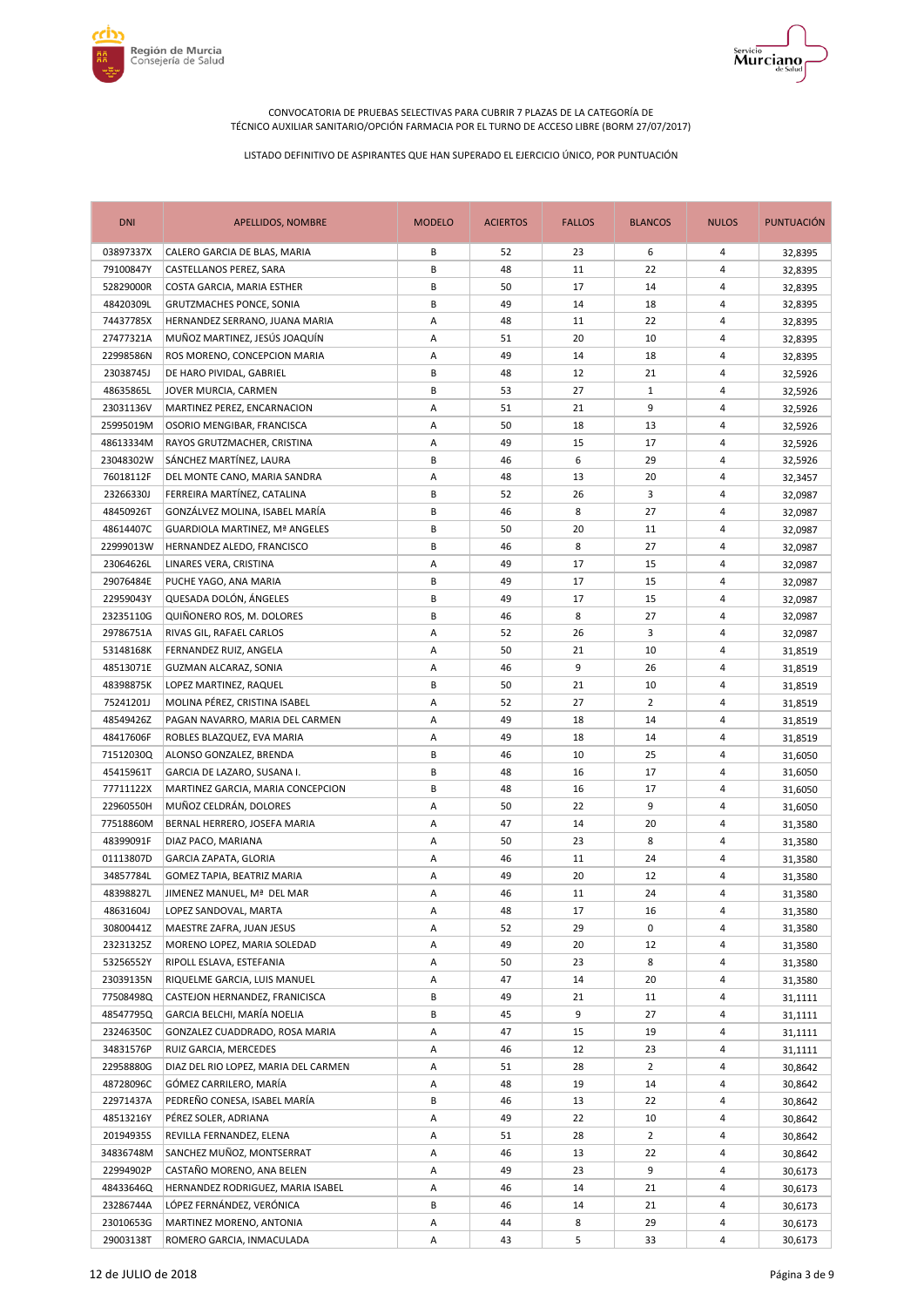CONVOCATORIA DE PRUEBAS SELECTIVAS PARA CUBRIR 7 PLAZAS DE LA CATEGORÍA DE TÉCNICO AUXILIAR SANITARIO/OPCIÓN FARMACIA POR EL TURNO DE ACCESO LIBRE (BORM 27/07/2017)

LISTADO DEFINITIVO DE ASPIRANTES QUE HAN SUPERADO EL EJERCICIO ÚNICO, POR PUNTUACIÓN

| DNI | APELLIDOS, NOMBRE | MODELO | ACIERTOS | FALLOS | BLANCOS | NULOS | PUNTUACIÓN |
|---|---|---|---|---|---|---|---|
| 03897337X | CALERO GARCIA DE BLAS, MARIA | B | 52 | 23 | 6 | 4 | 32,8395 |
| 79100847Y | CASTELLANOS PEREZ, SARA | B | 48 | 11 | 22 | 4 | 32,8395 |
| 52829000R | COSTA GARCIA, MARIA ESTHER | B | 50 | 17 | 14 | 4 | 32,8395 |
| 48420309L | GRUTZMACHES PONCE, SONIA | B | 49 | 14 | 18 | 4 | 32,8395 |
| 74437785X | HERNANDEZ SERRANO, JUANA MARIA | A | 48 | 11 | 22 | 4 | 32,8395 |
| 27477321A | MUÑOZ MARTINEZ, JESÚS JOAQUÍN | A | 51 | 20 | 10 | 4 | 32,8395 |
| 22998586N | ROS MORENO, CONCEPCION MARIA | A | 49 | 14 | 18 | 4 | 32,8395 |
| 23038745J | DE HARO PIVIDAL, GABRIEL | B | 48 | 12 | 21 | 4 | 32,5926 |
| 48635865L | JOVER MURCIA, CARMEN | B | 53 | 27 | 1 | 4 | 32,5926 |
| 23031136V | MARTINEZ PEREZ, ENCARNACION | A | 51 | 21 | 9 | 4 | 32,5926 |
| 25995019M | OSORIO MENGIBAR, FRANCISCA | A | 50 | 18 | 13 | 4 | 32,5926 |
| 48613334M | RAYOS GRUTZMACHER, CRISTINA | A | 49 | 15 | 17 | 4 | 32,5926 |
| 23048302W | SÁNCHEZ MARTÍNEZ, LAURA | B | 46 | 6 | 29 | 4 | 32,5926 |
| 76018112F | DEL MONTE CANO, MARIA SANDRA | A | 48 | 13 | 20 | 4 | 32,3457 |
| 23266330J | FERREIRA MARTÍNEZ, CATALINA | B | 52 | 26 | 3 | 4 | 32,0987 |
| 48450926T | GONZÁLVEZ MOLINA, ISABEL MARÍA | B | 46 | 8 | 27 | 4 | 32,0987 |
| 48614407C | GUARDIOLA MARTINEZ, Mª ANGELES | B | 50 | 20 | 11 | 4 | 32,0987 |
| 22999013W | HERNANDEZ ALEDO, FRANCISCO | B | 46 | 8 | 27 | 4 | 32,0987 |
| 23064626L | LINARES VERA, CRISTINA | A | 49 | 17 | 15 | 4 | 32,0987 |
| 29076484E | PUCHE YAGO, ANA MARIA | B | 49 | 17 | 15 | 4 | 32,0987 |
| 22959043Y | QUESADA DOLÓN, ÁNGELES | B | 49 | 17 | 15 | 4 | 32,0987 |
| 23235110G | QUIÑONERO ROS, M. DOLORES | B | 46 | 8 | 27 | 4 | 32,0987 |
| 29786751A | RIVAS GIL, RAFAEL CARLOS | A | 52 | 26 | 3 | 4 | 32,0987 |
| 53148168K | FERNANDEZ RUIZ, ANGELA | A | 50 | 21 | 10 | 4 | 31,8519 |
| 48513071E | GUZMAN ALCARAZ, SONIA | A | 46 | 9 | 26 | 4 | 31,8519 |
| 48398875K | LOPEZ MARTINEZ, RAQUEL | B | 50 | 21 | 10 | 4 | 31,8519 |
| 75241201J | MOLINA PÉREZ, CRISTINA ISABEL | A | 52 | 27 | 2 | 4 | 31,8519 |
| 48549426Z | PAGAN NAVARRO, MARIA DEL CARMEN | A | 49 | 18 | 14 | 4 | 31,8519 |
| 48417606F | ROBLES BLAZQUEZ, EVA MARIA | A | 49 | 18 | 14 | 4 | 31,8519 |
| 71512030Q | ALONSO GONZALEZ, BRENDA | B | 46 | 10 | 25 | 4 | 31,6050 |
| 45415961T | GARCIA DE LAZARO, SUSANA I. | B | 48 | 16 | 17 | 4 | 31,6050 |
| 77711122X | MARTINEZ GARCIA, MARIA CONCEPCION | B | 48 | 16 | 17 | 4 | 31,6050 |
| 22960550H | MUÑOZ CELDRÁN, DOLORES | A | 50 | 22 | 9 | 4 | 31,6050 |
| 77518860M | BERNAL HERRERO, JOSEFA MARIA | A | 47 | 14 | 20 | 4 | 31,3580 |
| 48399091F | DIAZ PACO, MARIANA | A | 50 | 23 | 8 | 4 | 31,3580 |
| 01113807D | GARCIA ZAPATA, GLORIA | A | 46 | 11 | 24 | 4 | 31,3580 |
| 34857784L | GOMEZ TAPIA, BEATRIZ MARIA | A | 49 | 20 | 12 | 4 | 31,3580 |
| 48398827L | JIMENEZ MANUEL, Mª DEL MAR | A | 46 | 11 | 24 | 4 | 31,3580 |
| 48631604J | LOPEZ SANDOVAL, MARTA | A | 48 | 17 | 16 | 4 | 31,3580 |
| 30800441Z | MAESTRE ZAFRA, JUAN JESUS | A | 52 | 29 | 0 | 4 | 31,3580 |
| 23231325Z | MORENO LOPEZ, MARIA SOLEDAD | A | 49 | 20 | 12 | 4 | 31,3580 |
| 53256552Y | RIPOLL ESLAVA, ESTEFANIA | A | 50 | 23 | 8 | 4 | 31,3580 |
| 23039135N | RIQUELME GARCIA, LUIS MANUEL | A | 47 | 14 | 20 | 4 | 31,3580 |
| 77508498Q | CASTEJON HERNANDEZ, FRANICISCA | B | 49 | 21 | 11 | 4 | 31,1111 |
| 48547795Q | GARCIA BELCHI, MARÍA NOELIA | B | 45 | 9 | 27 | 4 | 31,1111 |
| 23246350C | GONZALEZ CUADDRADO, ROSA MARIA | A | 47 | 15 | 19 | 4 | 31,1111 |
| 34831576P | RUIZ GARCIA, MERCEDES | A | 46 | 12 | 23 | 4 | 31,1111 |
| 22958880G | DIAZ DEL RIO LOPEZ, MARIA DEL CARMEN | A | 51 | 28 | 2 | 4 | 30,8642 |
| 48728096C | GÓMEZ CARRILERO, MARÍA | A | 48 | 19 | 14 | 4 | 30,8642 |
| 22971437A | PEDREÑO CONESA, ISABEL MARÍA | B | 46 | 13 | 22 | 4 | 30,8642 |
| 48513216Y | PÉREZ SOLER, ADRIANA | A | 49 | 22 | 10 | 4 | 30,8642 |
| 20194935S | REVILLA FERNANDEZ, ELENA | A | 51 | 28 | 2 | 4 | 30,8642 |
| 34836748M | SANCHEZ MUÑOZ, MONTSERRAT | A | 46 | 13 | 22 | 4 | 30,8642 |
| 22994902P | CASTAÑO MORENO, ANA BELEN | A | 49 | 23 | 9 | 4 | 30,6173 |
| 48433646Q | HERNANDEZ RODRIGUEZ, MARIA ISABEL | A | 46 | 14 | 21 | 4 | 30,6173 |
| 23286744A | LÓPEZ FERNÁNDEZ, VERÓNICA | B | 46 | 14 | 21 | 4 | 30,6173 |
| 23010653G | MARTINEZ MORENO, ANTONIA | A | 44 | 8 | 29 | 4 | 30,6173 |
| 29003138T | ROMERO GARCIA, INMACULADA | A | 43 | 5 | 33 | 4 | 30,6173 |

12 de JULIO de 2018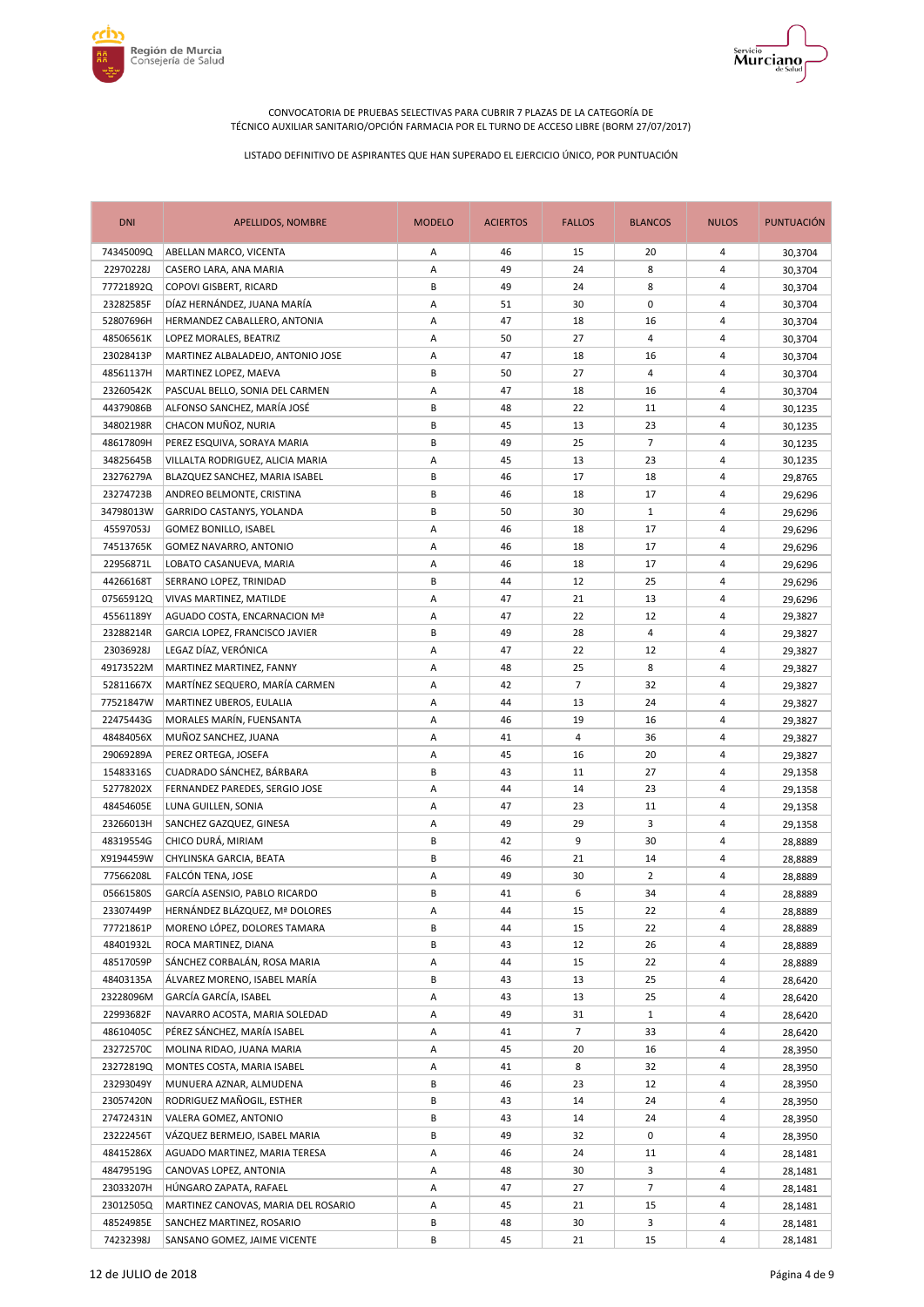CONVOCATORIA DE PRUEBAS SELECTIVAS PARA CUBRIR 7 PLAZAS DE LA CATEGORÍA DE TÉCNICO AUXILIAR SANITARIO/OPCIÓN FARMACIA POR EL TURNO DE ACCESO LIBRE (BORM 27/07/2017)

LISTADO DEFINITIVO DE ASPIRANTES QUE HAN SUPERADO EL EJERCICIO ÚNICO, POR PUNTUACIÓN

| DNI | APELLIDOS, NOMBRE | MODELO | ACIERTOS | FALLOS | BLANCOS | NULOS | PUNTUACIÓN |
|---|---|---|---|---|---|---|---|
| 74345009Q | ABELLAN MARCO, VICENTA | A | 46 | 15 | 20 | 4 | 30,3704 |
| 22970228J | CASERO LARA, ANA MARIA | A | 49 | 24 | 8 | 4 | 30,3704 |
| 77721892Q | COPOVI GISBERT, RICARD | B | 49 | 24 | 8 | 4 | 30,3704 |
| 23282585F | DÍAZ HERNÁNDEZ, JUANA MARÍA | A | 51 | 30 | 0 | 4 | 30,3704 |
| 52807696H | HERMANDEZ CABALLERO, ANTONIA | A | 47 | 18 | 16 | 4 | 30,3704 |
| 48506561K | LOPEZ MORALES, BEATRIZ | A | 50 | 27 | 4 | 4 | 30,3704 |
| 23028413P | MARTINEZ ALBALADEJO, ANTONIO JOSE | A | 47 | 18 | 16 | 4 | 30,3704 |
| 48561137H | MARTINEZ LOPEZ, MAEVA | B | 50 | 27 | 4 | 4 | 30,3704 |
| 23260542K | PASCUAL BELLO, SONIA DEL CARMEN | A | 47 | 18 | 16 | 4 | 30,3704 |
| 44379086B | ALFONSO SANCHEZ, MARÍA JOSÉ | B | 48 | 22 | 11 | 4 | 30,1235 |
| 34802198R | CHACON MUÑOZ, NURIA | B | 45 | 13 | 23 | 4 | 30,1235 |
| 48617809H | PEREZ ESQUIVA, SORAYA MARIA | B | 49 | 25 | 7 | 4 | 30,1235 |
| 34825645B | VILLALTA RODRIGUEZ, ALICIA MARIA | A | 45 | 13 | 23 | 4 | 30,1235 |
| 23276279A | BLAZQUEZ SANCHEZ, MARIA ISABEL | B | 46 | 17 | 18 | 4 | 29,8765 |
| 23274723B | ANDREO BELMONTE, CRISTINA | B | 46 | 18 | 17 | 4 | 29,6296 |
| 34798013W | GARRIDO CASTANYS, YOLANDA | B | 50 | 30 | 1 | 4 | 29,6296 |
| 45597053J | GOMEZ BONILLO, ISABEL | A | 46 | 18 | 17 | 4 | 29,6296 |
| 74513765K | GOMEZ NAVARRO, ANTONIO | A | 46 | 18 | 17 | 4 | 29,6296 |
| 22956871L | LOBATO CASANUEVA, MARIA | A | 46 | 18 | 17 | 4 | 29,6296 |
| 44266168T | SERRANO LOPEZ, TRINIDAD | B | 44 | 12 | 25 | 4 | 29,6296 |
| 07565912Q | VIVAS MARTINEZ, MATILDE | A | 47 | 21 | 13 | 4 | 29,6296 |
| 45561189Y | AGUADO COSTA, ENCARNACION Mª | A | 47 | 22 | 12 | 4 | 29,3827 |
| 23288214R | GARCIA LOPEZ, FRANCISCO JAVIER | B | 49 | 28 | 4 | 4 | 29,3827 |
| 23036928J | LEGAZ DÍAZ, VERÓNICA | A | 47 | 22 | 12 | 4 | 29,3827 |
| 49173522M | MARTINEZ MARTINEZ, FANNY | A | 48 | 25 | 8 | 4 | 29,3827 |
| 52811667X | MARTÍNEZ SEQUERO, MARÍA CARMEN | A | 42 | 7 | 32 | 4 | 29,3827 |
| 77521847W | MARTINEZ UBEROS, EULALIA | A | 44 | 13 | 24 | 4 | 29,3827 |
| 22475443G | MORALES MARÍN, FUENSANTA | A | 46 | 19 | 16 | 4 | 29,3827 |
| 48484056X | MUÑOZ SANCHEZ, JUANA | A | 41 | 4 | 36 | 4 | 29,3827 |
| 29069289A | PEREZ ORTEGA, JOSEFA | A | 45 | 16 | 20 | 4 | 29,3827 |
| 15483316S | CUADRADO SÁNCHEZ, BÁRBARA | B | 43 | 11 | 27 | 4 | 29,1358 |
| 52778202X | FERNANDEZ PAREDES, SERGIO JOSE | A | 44 | 14 | 23 | 4 | 29,1358 |
| 48454605E | LUNA GUILLEN, SONIA | A | 47 | 23 | 11 | 4 | 29,1358 |
| 23266013H | SANCHEZ GAZQUEZ, GINESA | A | 49 | 29 | 3 | 4 | 29,1358 |
| 48319554G | CHICO DURÁ, MIRIAM | B | 42 | 9 | 30 | 4 | 28,8889 |
| X9194459W | CHYLINSKA GARCIA, BEATA | B | 46 | 21 | 14 | 4 | 28,8889 |
| 77566208L | FALCÓN TENA, JOSE | A | 49 | 30 | 2 | 4 | 28,8889 |
| 05661580S | GARCÍA ASENSIO, PABLO RICARDO | B | 41 | 6 | 34 | 4 | 28,8889 |
| 23307449P | HERNÁNDEZ BLÁZQUEZ, Mª DOLORES | A | 44 | 15 | 22 | 4 | 28,8889 |
| 77721861P | MORENO LÓPEZ, DOLORES TAMARA | B | 44 | 15 | 22 | 4 | 28,8889 |
| 48401932L | ROCA MARTINEZ, DIANA | B | 43 | 12 | 26 | 4 | 28,8889 |
| 48517059P | SÁNCHEZ CORBALÁN, ROSA MARIA | A | 44 | 15 | 22 | 4 | 28,8889 |
| 48403135A | ÁLVAREZ MORENO, ISABEL MARÍA | B | 43 | 13 | 25 | 4 | 28,6420 |
| 23228096M | GARCÍA GARCÍA, ISABEL | A | 43 | 13 | 25 | 4 | 28,6420 |
| 22993682F | NAVARRO ACOSTA, MARIA SOLEDAD | A | 49 | 31 | 1 | 4 | 28,6420 |
| 48610405C | PÉREZ SÁNCHEZ, MARÍA ISABEL | A | 41 | 7 | 33 | 4 | 28,6420 |
| 23272570C | MOLINA RIDAO, JUANA MARIA | A | 45 | 20 | 16 | 4 | 28,3950 |
| 23272819Q | MONTES COSTA, MARIA ISABEL | A | 41 | 8 | 32 | 4 | 28,3950 |
| 23293049Y | MUNUERA AZNAR, ALMUDENA | B | 46 | 23 | 12 | 4 | 28,3950 |
| 23057420N | RODRIGUEZ MAÑOGIL, ESTHER | B | 43 | 14 | 24 | 4 | 28,3950 |
| 27472431N | VALERA GOMEZ, ANTONIO | B | 43 | 14 | 24 | 4 | 28,3950 |
| 23222456T | VÁZQUEZ BERMEJO, ISABEL MARIA | B | 49 | 32 | 0 | 4 | 28,3950 |
| 48415286X | AGUADO MARTINEZ, MARIA TERESA | A | 46 | 24 | 11 | 4 | 28,1481 |
| 48479519G | CANOVAS LOPEZ, ANTONIA | A | 48 | 30 | 3 | 4 | 28,1481 |
| 23033207H | HÚNGARO ZAPATA, RAFAEL | A | 47 | 27 | 7 | 4 | 28,1481 |
| 23012505Q | MARTINEZ CANOVAS, MARIA DEL ROSARIO | A | 45 | 21 | 15 | 4 | 28,1481 |
| 48524985E | SANCHEZ MARTINEZ, ROSARIO | B | 48 | 30 | 3 | 4 | 28,1481 |
| 74232398J | SANSANO GOMEZ, JAIME VICENTE | B | 45 | 21 | 15 | 4 | 28,1481 |

12 de JULIO de 2018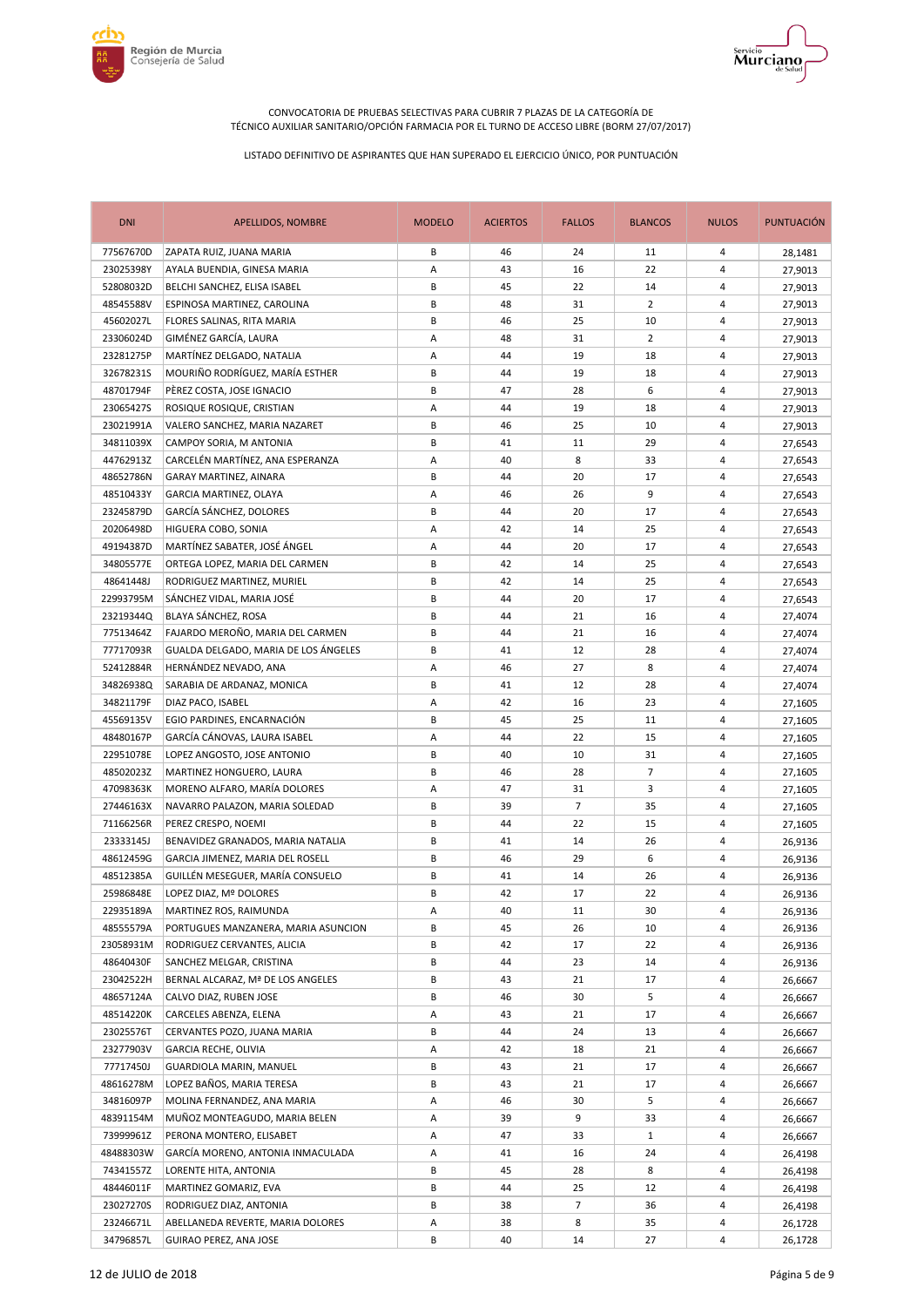CONVOCATORIA DE PRUEBAS SELECTIVAS PARA CUBRIR 7 PLAZAS DE LA CATEGORÍA DE TÉCNICO AUXILIAR SANITARIO/OPCIÓN FARMACIA POR EL TURNO DE ACCESO LIBRE (BORM 27/07/2017)

LISTADO DEFINITIVO DE ASPIRANTES QUE HAN SUPERADO EL EJERCICIO ÚNICO, POR PUNTUACIÓN

| DNI | APELLIDOS, NOMBRE | MODELO | ACIERTOS | FALLOS | BLANCOS | NULOS | PUNTUACIÓN |
|---|---|---|---|---|---|---|---|
| 77567670D | ZAPATA RUIZ, JUANA MARIA | B | 46 | 24 | 11 | 4 | 28,1481 |
| 23025398Y | AYALA BUENDIA, GINESA MARIA | A | 43 | 16 | 22 | 4 | 27,9013 |
| 52808032D | BELCHI SANCHEZ, ELISA ISABEL | B | 45 | 22 | 14 | 4 | 27,9013 |
| 48545588V | ESPINOSA MARTINEZ, CAROLINA | B | 48 | 31 | 2 | 4 | 27,9013 |
| 45602027L | FLORES SALINAS, RITA MARIA | B | 46 | 25 | 10 | 4 | 27,9013 |
| 23306024D | GIMÉNEZ GARCÍA, LAURA | A | 48 | 31 | 2 | 4 | 27,9013 |
| 23281275P | MARTÍNEZ DELGADO, NATALIA | A | 44 | 19 | 18 | 4 | 27,9013 |
| 32678231S | MOURIÑO RODRÍGUEZ, MARÍA ESTHER | B | 44 | 19 | 18 | 4 | 27,9013 |
| 48701794F | PÈREZ COSTA, JOSE IGNACIO | B | 47 | 28 | 6 | 4 | 27,9013 |
| 23065427S | ROSIQUE ROSIQUE, CRISTIAN | A | 44 | 19 | 18 | 4 | 27,9013 |
| 23021991A | VALERO SANCHEZ, MARIA NAZARET | B | 46 | 25 | 10 | 4 | 27,9013 |
| 34811039X | CAMPOY SORIA, M ANTONIA | B | 41 | 11 | 29 | 4 | 27,6543 |
| 44762913Z | CARCELÉN MARTÍNEZ, ANA ESPERANZA | A | 40 | 8 | 33 | 4 | 27,6543 |
| 48652786N | GARAY MARTINEZ, AINARA | B | 44 | 20 | 17 | 4 | 27,6543 |
| 48510433Y | GARCIA MARTINEZ, OLAYA | A | 46 | 26 | 9 | 4 | 27,6543 |
| 23245879D | GARCÍA SÁNCHEZ, DOLORES | B | 44 | 20 | 17 | 4 | 27,6543 |
| 20206498D | HIGUERA COBO, SONIA | A | 42 | 14 | 25 | 4 | 27,6543 |
| 49194387D | MARTÍNEZ SABATER, JOSÉ ÁNGEL | A | 44 | 20 | 17 | 4 | 27,6543 |
| 34805577E | ORTEGA LOPEZ, MARIA DEL CARMEN | B | 42 | 14 | 25 | 4 | 27,6543 |
| 48641448J | RODRIGUEZ MARTINEZ, MURIEL | B | 42 | 14 | 25 | 4 | 27,6543 |
| 22993795M | SÁNCHEZ VIDAL, MARIA JOSÉ | B | 44 | 20 | 17 | 4 | 27,6543 |
| 23219344Q | BLAYA SÁNCHEZ, ROSA | B | 44 | 21 | 16 | 4 | 27,4074 |
| 77513464Z | FAJARDO MEROÑO, MARIA DEL CARMEN | B | 44 | 21 | 16 | 4 | 27,4074 |
| 77717093R | GUALDA DELGADO, MARIA DE LOS ÁNGELES | B | 41 | 12 | 28 | 4 | 27,4074 |
| 52412884R | HERNÁNDEZ NEVADO, ANA | A | 46 | 27 | 8 | 4 | 27,4074 |
| 34826938Q | SARABIA DE ARDANAZ, MONICA | B | 41 | 12 | 28 | 4 | 27,4074 |
| 34821179F | DIAZ PACO, ISABEL | A | 42 | 16 | 23 | 4 | 27,1605 |
| 45569135V | EGIO PARDINES, ENCARNACIÓN | B | 45 | 25 | 11 | 4 | 27,1605 |
| 48480167P | GARCÍA CÁNOVAS, LAURA ISABEL | A | 44 | 22 | 15 | 4 | 27,1605 |
| 22951078E | LOPEZ ANGOSTO, JOSE ANTONIO | B | 40 | 10 | 31 | 4 | 27,1605 |
| 48502023Z | MARTINEZ HONGUERO, LAURA | B | 46 | 28 | 7 | 4 | 27,1605 |
| 47098363K | MORENO ALFARO, MARÍA DOLORES | A | 47 | 31 | 3 | 4 | 27,1605 |
| 27446163X | NAVARRO PALAZON, MARIA SOLEDAD | B | 39 | 7 | 35 | 4 | 27,1605 |
| 71166256R | PEREZ CRESPO, NOEMI | B | 44 | 22 | 15 | 4 | 27,1605 |
| 23333145J | BENAVIDEZ GRANADOS, MARIA NATALIA | B | 41 | 14 | 26 | 4 | 26,9136 |
| 48612459G | GARCIA JIMENEZ, MARIA DEL ROSELL | B | 46 | 29 | 6 | 4 | 26,9136 |
| 48512385A | GUILLÉN MESEGUER, MARÍA CONSUELO | B | 41 | 14 | 26 | 4 | 26,9136 |
| 25986848E | LOPEZ DIAZ, Mª DOLORES | B | 42 | 17 | 22 | 4 | 26,9136 |
| 22935189A | MARTINEZ ROS, RAIMUNDA | A | 40 | 11 | 30 | 4 | 26,9136 |
| 48555579A | PORTUGUES MANZANERA, MARIA ASUNCION | B | 45 | 26 | 10 | 4 | 26,9136 |
| 23058931M | RODRIGUEZ CERVANTES, ALICIA | B | 42 | 17 | 22 | 4 | 26,9136 |
| 48640430F | SANCHEZ MELGAR, CRISTINA | B | 44 | 23 | 14 | 4 | 26,9136 |
| 23042522H | BERNAL ALCARAZ, Mª DE LOS ANGELES | B | 43 | 21 | 17 | 4 | 26,6667 |
| 48657124A | CALVO DIAZ, RUBEN JOSE | B | 46 | 30 | 5 | 4 | 26,6667 |
| 48514220K | CARCELES ABENZA, ELENA | A | 43 | 21 | 17 | 4 | 26,6667 |
| 23025576T | CERVANTES POZO, JUANA MARIA | B | 44 | 24 | 13 | 4 | 26,6667 |
| 23277903V | GARCIA RECHE, OLIVIA | A | 42 | 18 | 21 | 4 | 26,6667 |
| 77717450J | GUARDIOLA MARIN, MANUEL | B | 43 | 21 | 17 | 4 | 26,6667 |
| 48616278M | LOPEZ BAÑOS, MARIA TERESA | B | 43 | 21 | 17 | 4 | 26,6667 |
| 34816097P | MOLINA FERNANDEZ, ANA MARIA | A | 46 | 30 | 5 | 4 | 26,6667 |
| 48391154M | MUÑOZ MONTEAGUDO, MARIA BELEN | A | 39 | 9 | 33 | 4 | 26,6667 |
| 73999961Z | PERONA MONTERO, ELISABET | A | 47 | 33 | 1 | 4 | 26,6667 |
| 48488303W | GARCÍA MORENO, ANTONIA INMACULADA | A | 41 | 16 | 24 | 4 | 26,4198 |
| 74341557Z | LORENTE HITA, ANTONIA | B | 45 | 28 | 8 | 4 | 26,4198 |
| 48446011F | MARTINEZ GOMARIZ, EVA | B | 44 | 25 | 12 | 4 | 26,4198 |
| 23027270S | RODRIGUEZ DIAZ, ANTONIA | B | 38 | 7 | 36 | 4 | 26,4198 |
| 23246671L | ABELLANEDA REVERTE, MARIA DOLORES | A | 38 | 8 | 35 | 4 | 26,1728 |
| 34796857L | GUIRAO PEREZ, ANA JOSE | B | 40 | 14 | 27 | 4 | 26,1728 |

12 de JULIO de 2018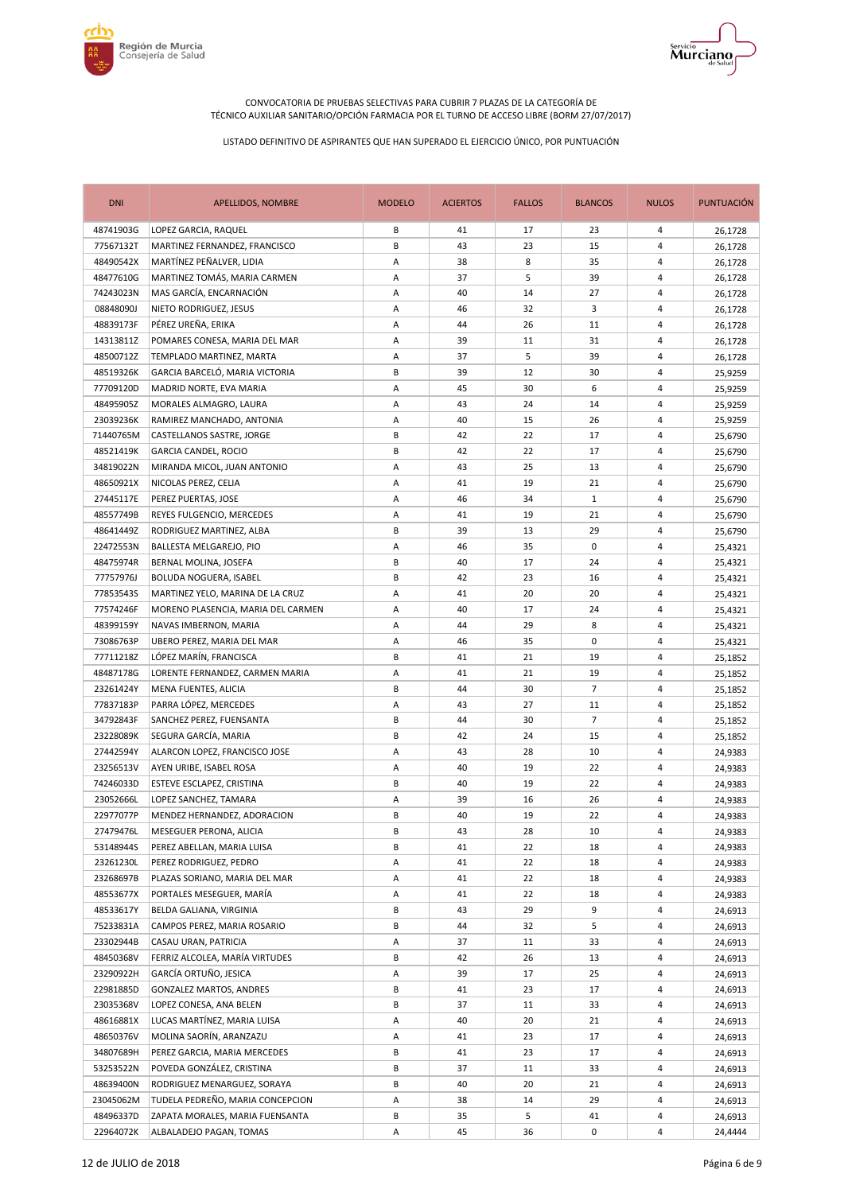CONVOCATORIA DE PRUEBAS SELECTIVAS PARA CUBRIR 7 PLAZAS DE LA CATEGORÍA DE TÉCNICO AUXILIAR SANITARIO/OPCIÓN FARMACIA POR EL TURNO DE ACCESO LIBRE (BORM 27/07/2017)

LISTADO DEFINITIVO DE ASPIRANTES QUE HAN SUPERADO EL EJERCICIO ÚNICO, POR PUNTUACIÓN

| DNI | APELLIDOS, NOMBRE | MODELO | ACIERTOS | FALLOS | BLANCOS | NULOS | PUNTUACIÓN |
|---|---|---|---|---|---|---|---|
| 48741903G | LOPEZ GARCIA, RAQUEL | B | 41 | 17 | 23 | 4 | 26,1728 |
| 77567132T | MARTINEZ FERNANDEZ, FRANCISCO | B | 43 | 23 | 15 | 4 | 26,1728 |
| 48490542X | MARTÍNEZ PEÑALVER, LIDIA | A | 38 | 8 | 35 | 4 | 26,1728 |
| 48477610G | MARTINEZ TOMÁS, MARIA CARMEN | A | 37 | 5 | 39 | 4 | 26,1728 |
| 74243023N | MAS GARCÍA, ENCARNACIÓN | A | 40 | 14 | 27 | 4 | 26,1728 |
| 08848090J | NIETO RODRIGUEZ, JESUS | A | 46 | 32 | 3 | 4 | 26,1728 |
| 48839173F | PÉREZ UREÑA, ERIKA | A | 44 | 26 | 11 | 4 | 26,1728 |
| 14313811Z | POMARES CONESA, MARIA DEL MAR | A | 39 | 11 | 31 | 4 | 26,1728 |
| 48500712Z | TEMPLADO MARTINEZ, MARTA | A | 37 | 5 | 39 | 4 | 26,1728 |
| 48519326K | GARCIA BARCELÓ, MARIA VICTORIA | B | 39 | 12 | 30 | 4 | 25,9259 |
| 77709120D | MADRID NORTE, EVA MARIA | A | 45 | 30 | 6 | 4 | 25,9259 |
| 48495905Z | MORALES ALMAGRO, LAURA | A | 43 | 24 | 14 | 4 | 25,9259 |
| 23039236K | RAMIREZ MANCHADO, ANTONIA | A | 40 | 15 | 26 | 4 | 25,9259 |
| 71440765M | CASTELLANOS SASTRE, JORGE | B | 42 | 22 | 17 | 4 | 25,6790 |
| 48521419K | GARCIA CANDEL, ROCIO | B | 42 | 22 | 17 | 4 | 25,6790 |
| 34819022N | MIRANDA MICOL, JUAN ANTONIO | A | 43 | 25 | 13 | 4 | 25,6790 |
| 48650921X | NICOLAS PEREZ, CELIA | A | 41 | 19 | 21 | 4 | 25,6790 |
| 27445117E | PEREZ PUERTAS, JOSE | A | 46 | 34 | 1 | 4 | 25,6790 |
| 48557749B | REYES FULGENCIO, MERCEDES | A | 41 | 19 | 21 | 4 | 25,6790 |
| 48641449Z | RODRIGUEZ MARTINEZ, ALBA | B | 39 | 13 | 29 | 4 | 25,6790 |
| 22472553N | BALLESTA MELGAREJO, PIO | A | 46 | 35 | 0 | 4 | 25,4321 |
| 48475974R | BERNAL MOLINA, JOSEFA | B | 40 | 17 | 24 | 4 | 25,4321 |
| 77757976J | BOLUDA NOGUERA, ISABEL | B | 42 | 23 | 16 | 4 | 25,4321 |
| 77853543S | MARTINEZ YELO, MARINA DE LA CRUZ | A | 41 | 20 | 20 | 4 | 25,4321 |
| 77574246F | MORENO PLASENCIA, MARIA DEL CARMEN | A | 40 | 17 | 24 | 4 | 25,4321 |
| 48399159Y | NAVAS IMBERNON, MARIA | A | 44 | 29 | 8 | 4 | 25,4321 |
| 73086763P | UBERO PEREZ, MARIA DEL MAR | A | 46 | 35 | 0 | 4 | 25,4321 |
| 77711218Z | LÓPEZ MARÍN, FRANCISCA | B | 41 | 21 | 19 | 4 | 25,1852 |
| 48487178G | LORENTE FERNANDEZ, CARMEN MARIA | A | 41 | 21 | 19 | 4 | 25,1852 |
| 23261424Y | MENA FUENTES, ALICIA | B | 44 | 30 | 7 | 4 | 25,1852 |
| 77837183P | PARRA LÓPEZ, MERCEDES | A | 43 | 27 | 11 | 4 | 25,1852 |
| 34792843F | SANCHEZ PEREZ, FUENSANTA | B | 44 | 30 | 7 | 4 | 25,1852 |
| 23228089K | SEGURA GARCÍA, MARIA | B | 42 | 24 | 15 | 4 | 25,1852 |
| 27442594Y | ALARCON LOPEZ, FRANCISCO JOSE | A | 43 | 28 | 10 | 4 | 24,9383 |
| 23256513V | AYEN URIBE, ISABEL ROSA | A | 40 | 19 | 22 | 4 | 24,9383 |
| 74246033D | ESTEVE ESCLAPEZ, CRISTINA | B | 40 | 19 | 22 | 4 | 24,9383 |
| 23052666L | LOPEZ SANCHEZ, TAMARA | A | 39 | 16 | 26 | 4 | 24,9383 |
| 22977077P | MENDEZ HERNANDEZ, ADORACION | B | 40 | 19 | 22 | 4 | 24,9383 |
| 27479476L | MESEGUER PERONA, ALICIA | B | 43 | 28 | 10 | 4 | 24,9383 |
| 53148944S | PEREZ ABELLAN, MARIA LUISA | B | 41 | 22 | 18 | 4 | 24,9383 |
| 23261230L | PEREZ RODRIGUEZ, PEDRO | A | 41 | 22 | 18 | 4 | 24,9383 |
| 23268697B | PLAZAS SORIANO, MARIA DEL MAR | A | 41 | 22 | 18 | 4 | 24,9383 |
| 48553677X | PORTALES MESEGUER, MARÍA | A | 41 | 22 | 18 | 4 | 24,9383 |
| 48533617Y | BELDA GALIANA, VIRGINIA | B | 43 | 29 | 9 | 4 | 24,6913 |
| 75233831A | CAMPOS PEREZ, MARIA ROSARIO | B | 44 | 32 | 5 | 4 | 24,6913 |
| 23302944B | CASAU URAN, PATRICIA | A | 37 | 11 | 33 | 4 | 24,6913 |
| 48450368V | FERRIZ ALCOLEA, MARÍA VIRTUDES | B | 42 | 26 | 13 | 4 | 24,6913 |
| 23290922H | GARCÍA ORTUÑO, JESICA | A | 39 | 17 | 25 | 4 | 24,6913 |
| 22981885D | GONZALEZ MARTOS, ANDRES | B | 41 | 23 | 17 | 4 | 24,6913 |
| 23035368V | LOPEZ CONESA, ANA BELEN | B | 37 | 11 | 33 | 4 | 24,6913 |
| 48616881X | LUCAS MARTÍNEZ, MARIA LUISA | A | 40 | 20 | 21 | 4 | 24,6913 |
| 48650376V | MOLINA SAORÍN, ARANZAZU | A | 41 | 23 | 17 | 4 | 24,6913 |
| 34807689H | PEREZ GARCIA, MARIA MERCEDES | B | 41 | 23 | 17 | 4 | 24,6913 |
| 53253522N | POVEDA GONZÁLEZ, CRISTINA | B | 37 | 11 | 33 | 4 | 24,6913 |
| 48639400N | RODRIGUEZ MENARGUEZ, SORAYA | B | 40 | 20 | 21 | 4 | 24,6913 |
| 23045062M | TUDELA PEDREÑO, MARIA CONCEPCION | A | 38 | 14 | 29 | 4 | 24,6913 |
| 48496337D | ZAPATA MORALES, MARIA FUENSANTA | B | 35 | 5 | 41 | 4 | 24,6913 |
| 22964072K | ALBALADEJO PAGAN, TOMAS | A | 45 | 36 | 0 | 4 | 24,4444 |

12 de JULIO de 2018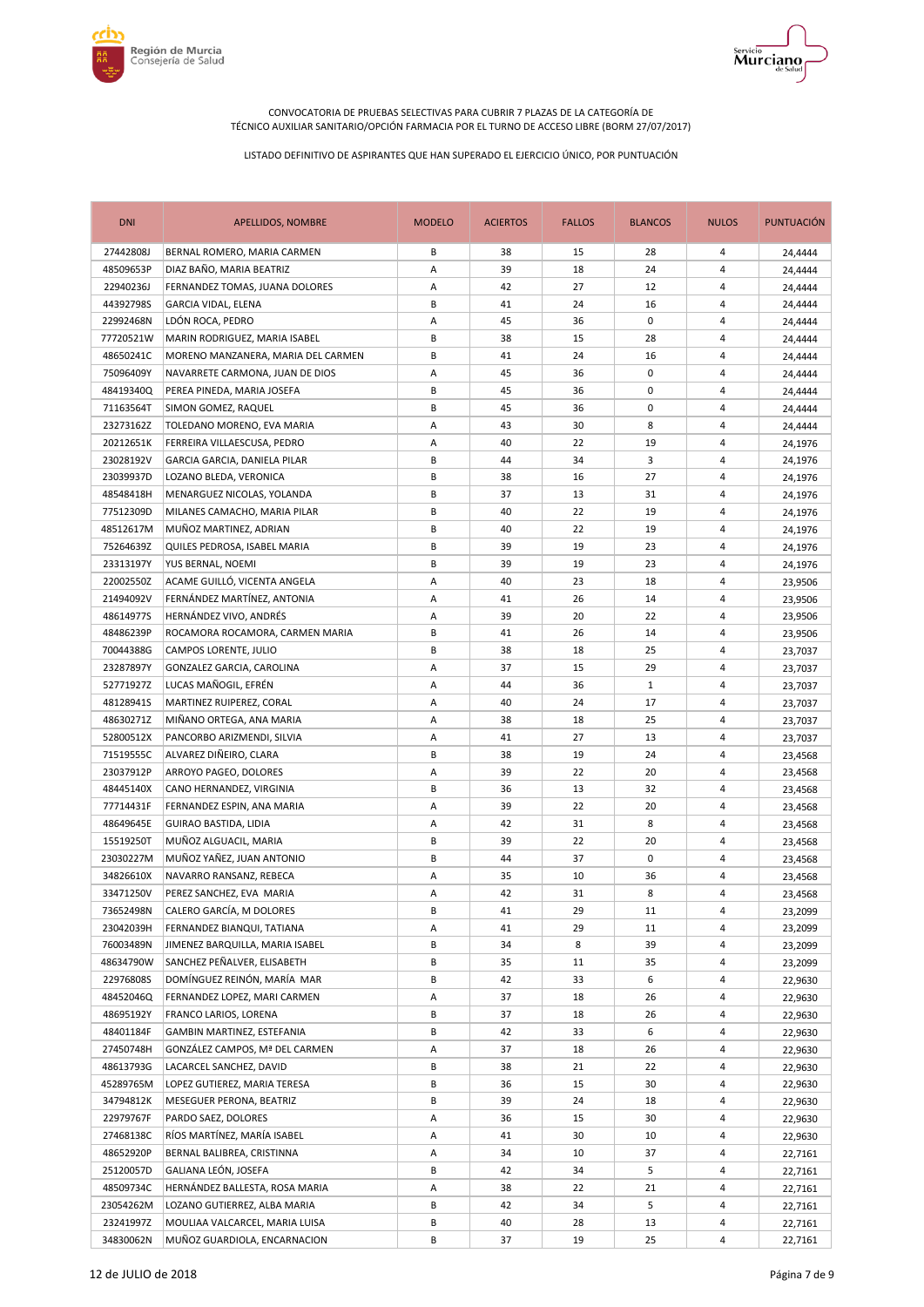CONVOCATORIA DE PRUEBAS SELECTIVAS PARA CUBRIR 7 PLAZAS DE LA CATEGORÍA DE TÉCNICO AUXILIAR SANITARIO/OPCIÓN FARMACIA POR EL TURNO DE ACCESO LIBRE (BORM 27/07/2017)

LISTADO DEFINITIVO DE ASPIRANTES QUE HAN SUPERADO EL EJERCICIO ÚNICO, POR PUNTUACIÓN

| DNI | APELLIDOS, NOMBRE | MODELO | ACIERTOS | FALLOS | BLANCOS | NULOS | PUNTUACIÓN |
|---|---|---|---|---|---|---|---|
| 27442808J | BERNAL ROMERO, MARIA CARMEN | B | 38 | 15 | 28 | 4 | 24,4444 |
| 48509653P | DIAZ BAÑO, MARIA BEATRIZ | A | 39 | 18 | 24 | 4 | 24,4444 |
| 22940236J | FERNANDEZ TOMAS, JUANA DOLORES | A | 42 | 27 | 12 | 4 | 24,4444 |
| 44392798S | GARCIA VIDAL, ELENA | B | 41 | 24 | 16 | 4 | 24,4444 |
| 22992468N | LDÓN ROCA, PEDRO | A | 45 | 36 | 0 | 4 | 24,4444 |
| 77720521W | MARIN RODRIGUEZ, MARIA ISABEL | B | 38 | 15 | 28 | 4 | 24,4444 |
| 48650241C | MORENO MANZANERA, MARIA DEL CARMEN | B | 41 | 24 | 16 | 4 | 24,4444 |
| 75096409Y | NAVARRETE CARMONA, JUAN DE DIOS | A | 45 | 36 | 0 | 4 | 24,4444 |
| 48419340Q | PEREA PINEDA, MARIA JOSEFA | B | 45 | 36 | 0 | 4 | 24,4444 |
| 71163564T | SIMON GOMEZ, RAQUEL | B | 45 | 36 | 0 | 4 | 24,4444 |
| 23273162Z | TOLEDANO MORENO, EVA MARIA | A | 43 | 30 | 8 | 4 | 24,4444 |
| 20212651K | FERREIRA VILLAESCUSA, PEDRO | A | 40 | 22 | 19 | 4 | 24,1976 |
| 23028192V | GARCIA GARCIA, DANIELA PILAR | B | 44 | 34 | 3 | 4 | 24,1976 |
| 23039937D | LOZANO BLEDA, VERONICA | B | 38 | 16 | 27 | 4 | 24,1976 |
| 48548418H | MENARGUEZ NICOLAS, YOLANDA | B | 37 | 13 | 31 | 4 | 24,1976 |
| 77512309D | MILANES CAMACHO, MARIA PILAR | B | 40 | 22 | 19 | 4 | 24,1976 |
| 48512617M | MUÑOZ MARTINEZ, ADRIAN | B | 40 | 22 | 19 | 4 | 24,1976 |
| 75264639Z | QUILES PEDROSA, ISABEL MARIA | B | 39 | 19 | 23 | 4 | 24,1976 |
| 23313197Y | YUS BERNAL, NOEMI | B | 39 | 19 | 23 | 4 | 24,1976 |
| 22002550Z | ACAME GUILLÓ, VICENTA ANGELA | A | 40 | 23 | 18 | 4 | 23,9506 |
| 21494092V | FERNÁNDEZ MARTÍNEZ, ANTONIA | A | 41 | 26 | 14 | 4 | 23,9506 |
| 48614977S | HERNÁNDEZ VIVO, ANDRÉS | A | 39 | 20 | 22 | 4 | 23,9506 |
| 48486239P | ROCAMORA ROCAMORA, CARMEN MARIA | B | 41 | 26 | 14 | 4 | 23,9506 |
| 70044388G | CAMPOS LORENTE, JULIO | B | 38 | 18 | 25 | 4 | 23,7037 |
| 23287897Y | GONZALEZ GARCIA, CAROLINA | A | 37 | 15 | 29 | 4 | 23,7037 |
| 52771927Z | LUCAS MAÑOGIL, EFRÉN | A | 44 | 36 | 1 | 4 | 23,7037 |
| 48128941S | MARTINEZ RUIPEREZ, CORAL | A | 40 | 24 | 17 | 4 | 23,7037 |
| 48630271Z | MIÑANO ORTEGA, ANA MARIA | A | 38 | 18 | 25 | 4 | 23,7037 |
| 52800512X | PANCORBO ARIZMENDI, SILVIA | A | 41 | 27 | 13 | 4 | 23,7037 |
| 71519555C | ALVAREZ DIÑEIRO, CLARA | B | 38 | 19 | 24 | 4 | 23,4568 |
| 23037912P | ARROYO PAGEO, DOLORES | A | 39 | 22 | 20 | 4 | 23,4568 |
| 48445140X | CANO HERNANDEZ, VIRGINIA | B | 36 | 13 | 32 | 4 | 23,4568 |
| 77714431F | FERNANDEZ ESPIN, ANA MARIA | A | 39 | 22 | 20 | 4 | 23,4568 |
| 48649645E | GUIRAO BASTIDA, LIDIA | A | 42 | 31 | 8 | 4 | 23,4568 |
| 15519250T | MUÑOZ ALGUACIL, MARIA | B | 39 | 22 | 20 | 4 | 23,4568 |
| 23030227M | MUÑOZ YAÑEZ, JUAN ANTONIO | B | 44 | 37 | 0 | 4 | 23,4568 |
| 34826610X | NAVARRO RANSANZ, REBECA | A | 35 | 10 | 36 | 4 | 23,4568 |
| 33471250V | PEREZ SANCHEZ, EVA MARIA | A | 42 | 31 | 8 | 4 | 23,4568 |
| 73652498N | CALERO GARCÍA, M DOLORES | B | 41 | 29 | 11 | 4 | 23,2099 |
| 23042039H | FERNANDEZ BIANQUI, TATIANA | A | 41 | 29 | 11 | 4 | 23,2099 |
| 76003489N | JIMENEZ BARQUILLA, MARIA ISABEL | B | 34 | 8 | 39 | 4 | 23,2099 |
| 48634790W | SANCHEZ PEÑALVER, ELISABETH | B | 35 | 11 | 35 | 4 | 23,2099 |
| 22976808S | DOMÍNGUEZ REINÓN, MARÍA MAR | B | 42 | 33 | 6 | 4 | 22,9630 |
| 48452046Q | FERNANDEZ LOPEZ, MARI CARMEN | A | 37 | 18 | 26 | 4 | 22,9630 |
| 48695192Y | FRANCO LARIOS, LORENA | B | 37 | 18 | 26 | 4 | 22,9630 |
| 48401184F | GAMBIN MARTINEZ, ESTEFANIA | B | 42 | 33 | 6 | 4 | 22,9630 |
| 27450748H | GONZÁLEZ CAMPOS, Mª DEL CARMEN | A | 37 | 18 | 26 | 4 | 22,9630 |
| 48613793G | LACARCEL SANCHEZ, DAVID | B | 38 | 21 | 22 | 4 | 22,9630 |
| 45289765M | LOPEZ GUTIERREZ, MARIA TERESA | B | 36 | 15 | 30 | 4 | 22,9630 |
| 34794812K | MESEGUER PERONA, BEATRIZ | B | 39 | 24 | 18 | 4 | 22,9630 |
| 22979767F | PARDO SAEZ, DOLORES | A | 36 | 15 | 30 | 4 | 22,9630 |
| 27468138C | RÍOS MARTÍNEZ, MARÍA ISABEL | A | 41 | 30 | 10 | 4 | 22,9630 |
| 48652920P | BERNAL BALIBREA, CRISTINNA | A | 34 | 10 | 37 | 4 | 22,7161 |
| 25120057D | GALIANA LEÓN, JOSEFA | B | 42 | 34 | 5 | 4 | 22,7161 |
| 48509734C | HERNÁNDEZ BALLESTA, ROSA MARIA | A | 38 | 22 | 21 | 4 | 22,7161 |
| 23054262M | LOZANO GUTIERREZ, ALBA MARIA | B | 42 | 34 | 5 | 4 | 22,7161 |
| 23241997Z | MOULIAA VALCARCEL, MARIA LUISA | B | 40 | 28 | 13 | 4 | 22,7161 |
| 34830062N | MUÑOZ GUARDIOLA, ENCARNACION | B | 37 | 19 | 25 | 4 | 22,7161 |

12 de JULIO de 2018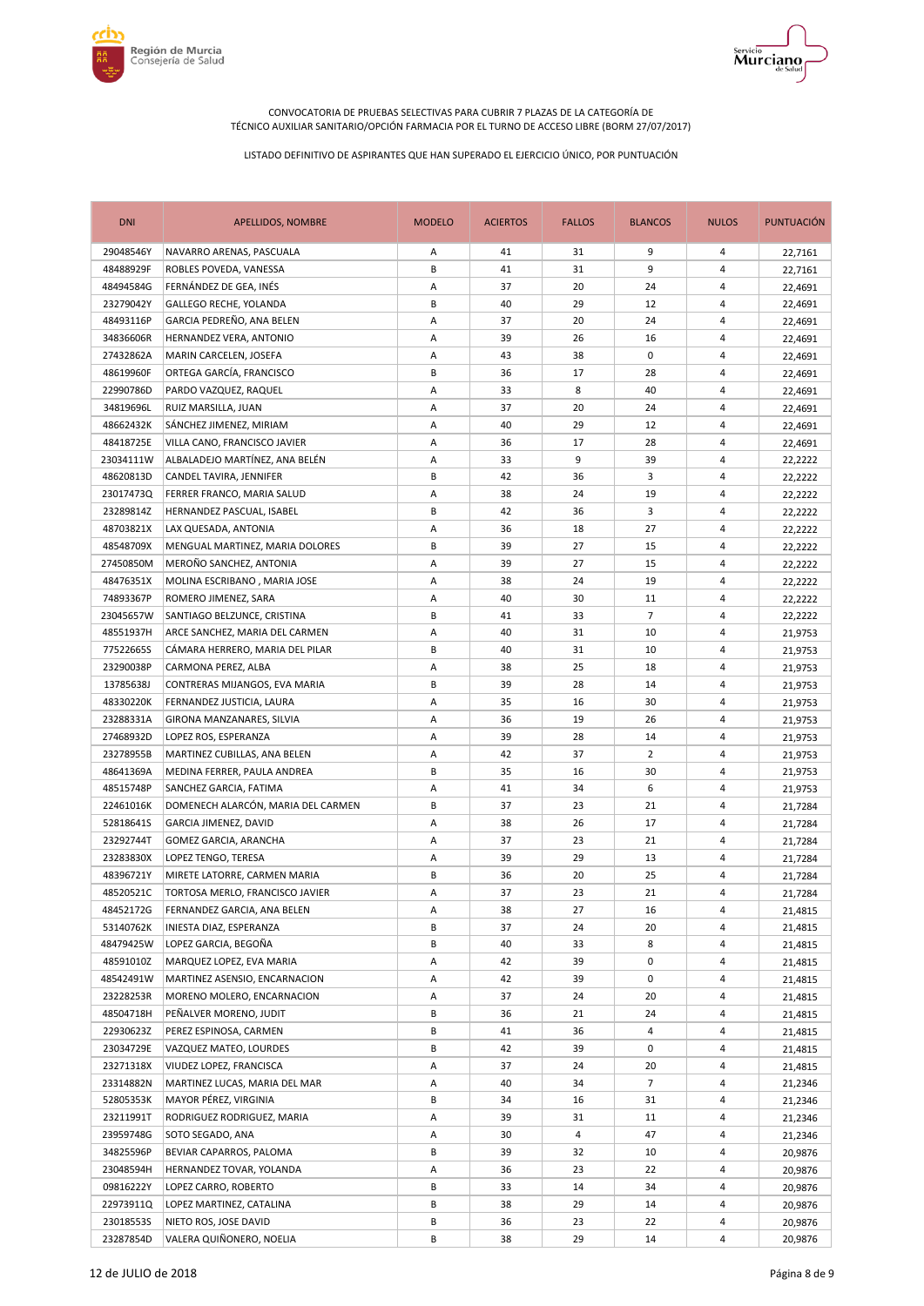CONVOCATORIA DE PRUEBAS SELECTIVAS PARA CUBRIR 7 PLAZAS DE LA CATEGORÍA DE TÉCNICO AUXILIAR SANITARIO/OPCIÓN FARMACIA POR EL TURNO DE ACCESO LIBRE (BORM 27/07/2017)

LISTADO DEFINITIVO DE ASPIRANTES QUE HAN SUPERADO EL EJERCICIO ÚNICO, POR PUNTUACIÓN

| DNI | APELLIDOS, NOMBRE | MODELO | ACIERTOS | FALLOS | BLANCOS | NULOS | PUNTUACIÓN |
|---|---|---|---|---|---|---|---|
| 29048546Y | NAVARRO ARENAS, PASCUALA | A | 41 | 31 | 9 | 4 | 22,7161 |
| 48488929F | ROBLES POVEDA, VANESSA | B | 41 | 31 | 9 | 4 | 22,7161 |
| 48494584G | FERNÁNDEZ DE GEA, INÉS | A | 37 | 20 | 24 | 4 | 22,4691 |
| 23279042Y | GALLEGO RECHE, YOLANDA | B | 40 | 29 | 12 | 4 | 22,4691 |
| 48493116P | GARCIA PEDREÑO, ANA BELEN | A | 37 | 20 | 24 | 4 | 22,4691 |
| 34836606R | HERNANDEZ VERA, ANTONIO | A | 39 | 26 | 16 | 4 | 22,4691 |
| 27432862A | MARIN CARCELEN, JOSEFA | A | 43 | 38 | 0 | 4 | 22,4691 |
| 48619960F | ORTEGA GARCÍA, FRANCISCO | B | 36 | 17 | 28 | 4 | 22,4691 |
| 22990786D | PARDO VAZQUEZ, RAQUEL | A | 33 | 8 | 40 | 4 | 22,4691 |
| 34819696L | RUIZ MARSILLA, JUAN | A | 37 | 20 | 24 | 4 | 22,4691 |
| 48662432K | SÁNCHEZ JIMENEZ, MIRIAM | A | 40 | 29 | 12 | 4 | 22,4691 |
| 48418725E | VILLA CANO, FRANCISCO JAVIER | A | 36 | 17 | 28 | 4 | 22,4691 |
| 23034111W | ALBALADEJO MARTÍNEZ, ANA BELÉN | A | 33 | 9 | 39 | 4 | 22,2222 |
| 48620813D | CANDEL TAVIRA, JENNIFER | B | 42 | 36 | 3 | 4 | 22,2222 |
| 23017473Q | FERRER FRANCO, MARIA SALUD | A | 38 | 24 | 19 | 4 | 22,2222 |
| 23289814Z | HERNANDEZ PASCUAL, ISABEL | B | 42 | 36 | 3 | 4 | 22,2222 |
| 48703821X | LAX QUESADA, ANTONIA | A | 36 | 18 | 27 | 4 | 22,2222 |
| 48548709X | MENGUAL MARTINEZ, MARIA DOLORES | B | 39 | 27 | 15 | 4 | 22,2222 |
| 27450850M | MEROÑO SANCHEZ, ANTONIA | A | 39 | 27 | 15 | 4 | 22,2222 |
| 48476351X | MOLINA ESCRIBANO , MARIA JOSE | A | 38 | 24 | 19 | 4 | 22,2222 |
| 74893367P | ROMERO JIMENEZ, SARA | A | 40 | 30 | 11 | 4 | 22,2222 |
| 23045657W | SANTIAGO BELZUNCE, CRISTINA | B | 41 | 33 | 7 | 4 | 22,2222 |
| 48551937H | ARCE SANCHEZ, MARIA DEL CARMEN | A | 40 | 31 | 10 | 4 | 21,9753 |
| 77522665S | CÁMARA HERRERO, MARIA DEL PILAR | B | 40 | 31 | 10 | 4 | 21,9753 |
| 23290038P | CARMONA PEREZ, ALBA | A | 38 | 25 | 18 | 4 | 21,9753 |
| 13785638J | CONTRERAS MIJANGOS, EVA MARIA | B | 39 | 28 | 14 | 4 | 21,9753 |
| 48330220K | FERNANDEZ JUSTICIA, LAURA | A | 35 | 16 | 30 | 4 | 21,9753 |
| 23288331A | GIRONA MANZANARES, SILVIA | A | 36 | 19 | 26 | 4 | 21,9753 |
| 27468932D | LOPEZ ROS, ESPERANZA | A | 39 | 28 | 14 | 4 | 21,9753 |
| 23278955B | MARTINEZ CUBILLAS, ANA BELEN | A | 42 | 37 | 2 | 4 | 21,9753 |
| 48641369A | MEDINA FERRER, PAULA ANDREA | B | 35 | 16 | 30 | 4 | 21,9753 |
| 48515748P | SANCHEZ GARCIA, FATIMA | A | 41 | 34 | 6 | 4 | 21,9753 |
| 22461016K | DOMENECH ALARCÓN, MARIA DEL CARMEN | B | 37 | 23 | 21 | 4 | 21,7284 |
| 52818641S | GARCIA JIMENEZ, DAVID | A | 38 | 26 | 17 | 4 | 21,7284 |
| 23292744T | GOMEZ GARCIA, ARANCHA | A | 37 | 23 | 21 | 4 | 21,7284 |
| 23283830X | LOPEZ TENGO, TERESA | A | 39 | 29 | 13 | 4 | 21,7284 |
| 48396721Y | MIRETE LATORRE, CARMEN MARIA | B | 36 | 20 | 25 | 4 | 21,7284 |
| 48520521C | TORTOSA MERLO, FRANCISCO JAVIER | A | 37 | 23 | 21 | 4 | 21,7284 |
| 48452172G | FERNANDEZ GARCIA, ANA BELEN | A | 38 | 27 | 16 | 4 | 21,4815 |
| 53140762K | INIESTA DIAZ, ESPERANZA | B | 37 | 24 | 20 | 4 | 21,4815 |
| 48479425W | LOPEZ GARCIA, BEGOÑA | B | 40 | 33 | 8 | 4 | 21,4815 |
| 48591010Z | MARQUEZ LOPEZ, EVA MARIA | A | 42 | 39 | 0 | 4 | 21,4815 |
| 48542491W | MARTINEZ ASENSIO, ENCARNACION | A | 42 | 39 | 0 | 4 | 21,4815 |
| 23228253R | MORENO MOLERO, ENCARNACION | A | 37 | 24 | 20 | 4 | 21,4815 |
| 48504718H | PEÑALVER MORENO, JUDIT | B | 36 | 21 | 24 | 4 | 21,4815 |
| 22930623Z | PEREZ ESPINOSA, CARMEN | B | 41 | 36 | 4 | 4 | 21,4815 |
| 23034729E | VAZQUEZ MATEO, LOURDES | B | 42 | 39 | 0 | 4 | 21,4815 |
| 23271318X | VIUDEZ LOPEZ, FRANCISCA | A | 37 | 24 | 20 | 4 | 21,4815 |
| 23314882N | MARTINEZ LUCAS, MARIA DEL MAR | A | 40 | 34 | 7 | 4 | 21,2346 |
| 52805353K | MAYOR PÉREZ, VIRGINIA | B | 34 | 16 | 31 | 4 | 21,2346 |
| 23211991T | RODRIGUEZ RODRIGUEZ, MARIA | A | 39 | 31 | 11 | 4 | 21,2346 |
| 23959748G | SOTO SEGADO, ANA | A | 30 | 4 | 47 | 4 | 21,2346 |
| 34825596P | BEVIAR CAPARROS, PALOMA | B | 39 | 32 | 10 | 4 | 20,9876 |
| 23048594H | HERNANDEZ TOVAR, YOLANDA | A | 36 | 23 | 22 | 4 | 20,9876 |
| 09816222Y | LOPEZ CARRO, ROBERTO | B | 33 | 14 | 34 | 4 | 20,9876 |
| 22973911Q | LOPEZ MARTINEZ, CATALINA | B | 38 | 29 | 14 | 4 | 20,9876 |
| 23018553S | NIETO ROS, JOSE DAVID | B | 36 | 23 | 22 | 4 | 20,9876 |
| 23287854D | VALERA QUIÑONERO, NOELIA | B | 38 | 29 | 14 | 4 | 20,9876 |

12 de JULIO de 2018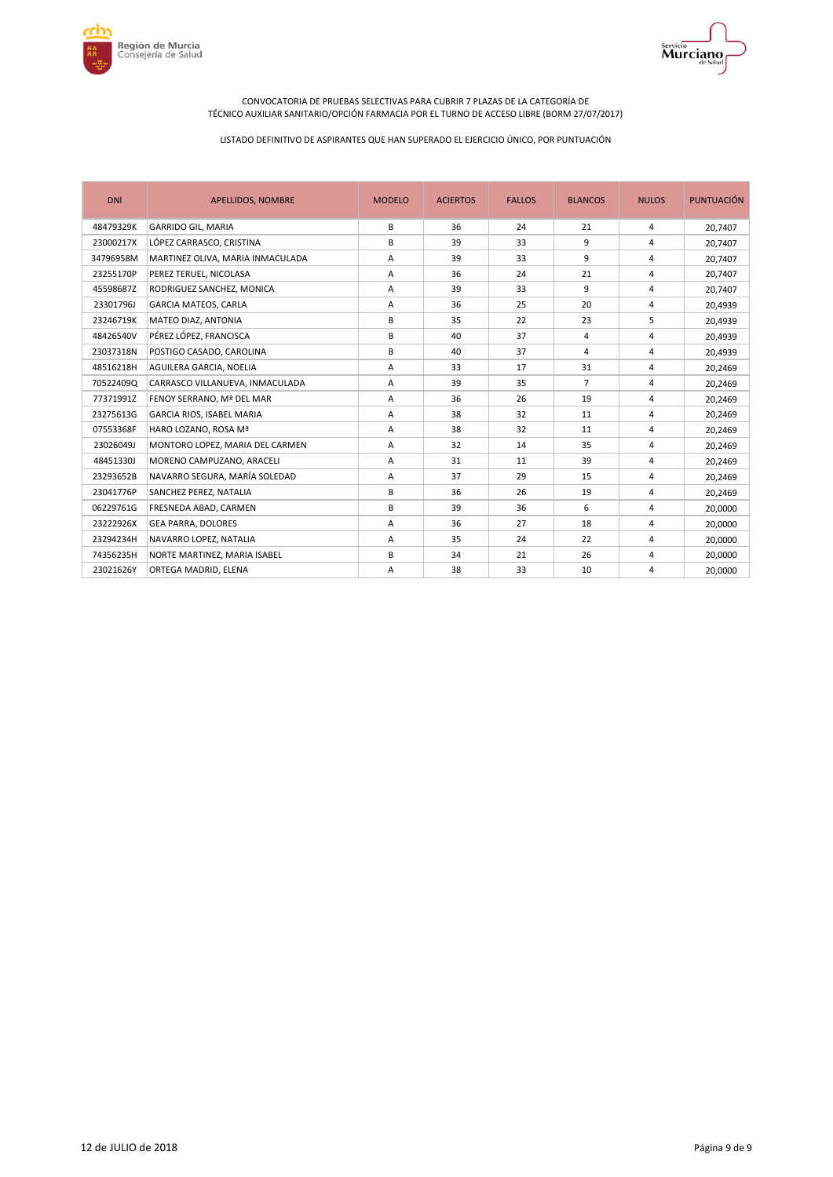CONVOCATORIA DE PRUEBAS SELECTIVAS PARA CUBRIR 7 PLAZAS DE LA CATEGORÍA DE TÉCNICO AUXILIAR SANITARIO/OPCIÓN FARMACIA POR EL TURNO DE ACCESO LIBRE (BORM 27/07/2017)

LISTADO DEFINITIVO DE ASPIRANTES QUE HAN SUPERADO EL EJERCICIO ÚNICO, POR PUNTUACIÓN

| DNI | APELLIDOS, NOMBRE | MODELO | ACIERTOS | FALLOS | BLANCOS | NULOS | PUNTUACIÓN |
|---|---|---|---|---|---|---|---|
| 48479329K | GARRIDO GIL, MARIA | B | 36 | 24 | 21 | 4 | 20,7407 |
| 23000217X | LÓPEZ CARRASCO, CRISTINA | B | 39 | 33 | 9 | 4 | 20,7407 |
| 34796958M | MARTINEZ OLIVA, MARIA INMACULADA | A | 39 | 33 | 9 | 4 | 20,7407 |
| 23255170P | PEREZ TERUEL, NICOLASA | A | 36 | 24 | 21 | 4 | 20,7407 |
| 45598687Z | RODRIGUEZ SANCHEZ, MONICA | A | 39 | 33 | 9 | 4 | 20,7407 |
| 23301796J | GARCIA MATEOS, CARLA | A | 36 | 25 | 20 | 4 | 20,4939 |
| 23246719K | MATEO DIAZ, ANTONIA | B | 35 | 22 | 23 | 5 | 20,4939 |
| 48426540V | PÉREZ LÓPEZ, FRANCISCA | B | 40 | 37 | 4 | 4 | 20,4939 |
| 23037318N | POSTIGO CASADO, CAROLINA | B | 40 | 37 | 4 | 4 | 20,4939 |
| 48516218H | AGUILERA GARCIA, NOELIA | A | 33 | 17 | 31 | 4 | 20,2469 |
| 70522409Q | CARRASCO VILLANUEVA, INMACULADA | A | 39 | 35 | 7 | 4 | 20,2469 |
| 77371991Z | FENOY SERRANO, Mª DEL MAR | A | 36 | 26 | 19 | 4 | 20,2469 |
| 23275613G | GARCIA RIOS, ISABEL MARIA | A | 38 | 32 | 11 | 4 | 20,2469 |
| 07553368F | HARO LOZANO, ROSA Mª | A | 38 | 32 | 11 | 4 | 20,2469 |
| 23026049J | MONTORO LOPEZ, MARIA DEL CARMEN | A | 32 | 14 | 35 | 4 | 20,2469 |
| 48451330J | MORENO CAMPUZANO, ARACELI | A | 31 | 11 | 39 | 4 | 20,2469 |
| 23293652B | NAVARRO SEGURA, MARÍA SOLEDAD | A | 37 | 29 | 15 | 4 | 20,2469 |
| 23041776P | SANCHEZ PEREZ, NATALIA | B | 36 | 26 | 19 | 4 | 20,2469 |
| 06229761G | FRESNEDA ABAD, CARMEN | B | 39 | 36 | 6 | 4 | 20,0000 |
| 23222926X | GEA PARRA, DOLORES | A | 36 | 27 | 18 | 4 | 20,0000 |
| 23294234H | NAVARRO LOPEZ, NATALIA | A | 35 | 24 | 22 | 4 | 20,0000 |
| 74356235H | NORTE MARTINEZ, MARIA ISABEL | B | 34 | 21 | 26 | 4 | 20,0000 |
| 23021626Y | ORTEGA MADRID, ELENA | A | 38 | 33 | 10 | 4 | 20,0000 |

12 de JULIO de 2018